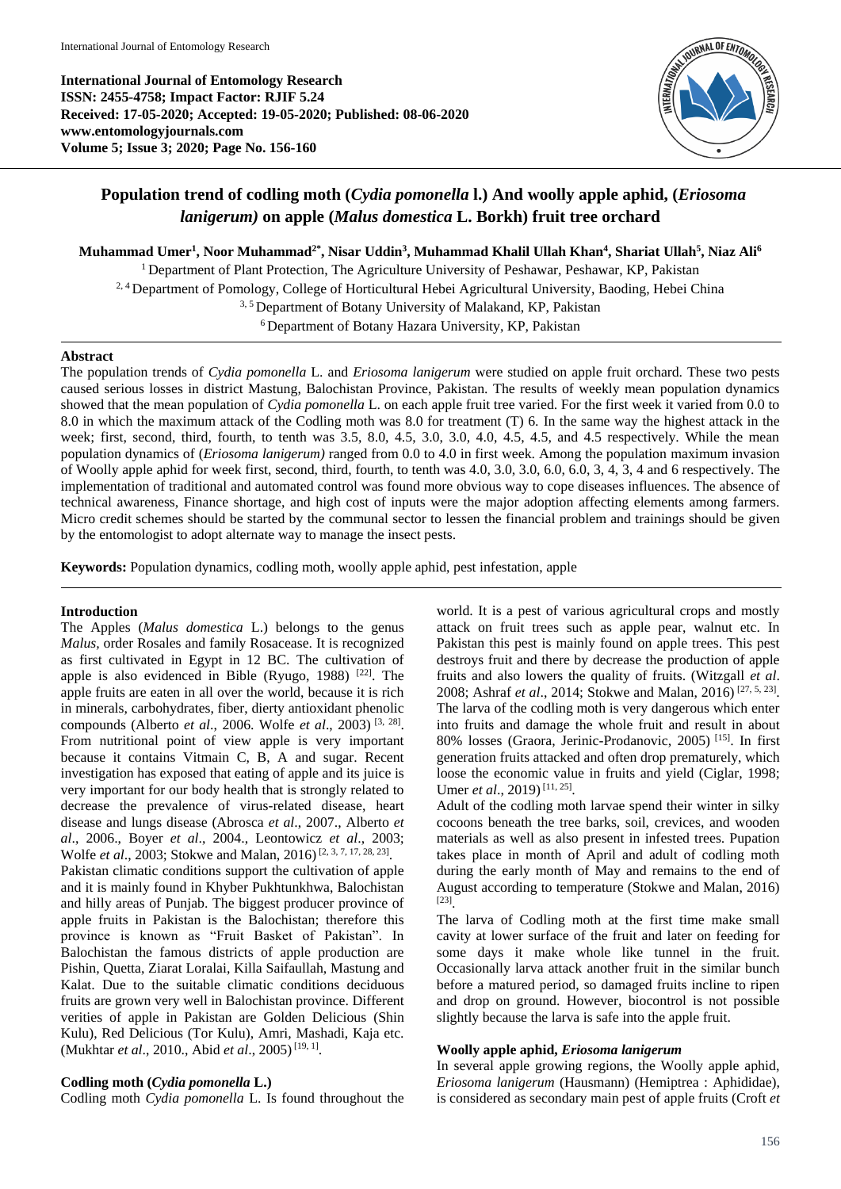**International Journal of Entomology Research**
**ISSN: 2455-4758; Impact Factor: RJIF 5.24**
**Received: 17-05-2020; Accepted: 19-05-2020; Published: 08-06-2020**
**www.entomologyjournals.com**
**Volume 5; Issue 3; 2020; Page No. 156-160**

# Population trend of codling moth (*Cydia pomonella* l.) And woolly apple aphid, (*Eriosoma lanigerum)* on apple (*Malus domestica* L. Borkh) fruit tree orchard

**Muhammad Umer[1], Noor Muhammad[2*], Nisar Uddin[3], Muhammad Khalil Ullah Khan[4], Shariat Ullah[5], Niaz Ali[6]**

[1] Department of Plant Protection, The Agriculture University of Peshawar, Peshawar, KP, Pakistan
[2, 4] Department of Pomology, College of Horticultural Hebei Agricultural University, Baoding, Hebei China
[3, 5] Department of Botany University of Malakand, KP, Pakistan
[6] Department of Botany Hazara University, KP, Pakistan

## Abstract

The population trends of *Cydia pomonella* L. and *Eriosoma lanigerum* were studied on apple fruit orchard. These two pests caused serious losses in district Mastung, Balochistan Province, Pakistan. The results of weekly mean population dynamics showed that the mean population of *Cydia pomonella* L. on each apple fruit tree varied. For the first week it varied from 0.0 to 8.0 in which the maximum attack of the Codling moth was 8.0 for treatment (T) 6. In the same way the highest attack in the week; first, second, third, fourth, to tenth was 3.5, 8.0, 4.5, 3.0, 3.0, 4.0, 4.5, 4.5, and 4.5 respectively. While the mean population dynamics of (*Eriosoma lanigerum)* ranged from 0.0 to 4.0 in first week. Among the population maximum invasion of Woolly apple aphid for week first, second, third, fourth, to tenth was 4.0, 3.0, 3.0, 6.0, 6.0, 3, 4, 3, 4 and 6 respectively. The implementation of traditional and automated control was found more obvious way to cope diseases influences. The absence of technical awareness, Finance shortage, and high cost of inputs were the major adoption affecting elements among farmers. Micro credit schemes should be started by the communal sector to lessen the financial problem and trainings should be given by the entomologist to adopt alternate way to manage the insect pests.

**Keywords:** Population dynamics, codling moth, woolly apple aphid, pest infestation, apple

## Introduction

The Apples (*Malus domestica* L.) belongs to the genus *Malus,* order Rosales and family Rosacease. It is recognized as first cultivated in Egypt in 12 BC. The cultivation of apple is also evidenced in Bible (Ryugo, 1988) [22]. The apple fruits are eaten in all over the world, because it is rich in minerals, carbohydrates, fiber, dierty antioxidant phenolic compounds (Alberto *et al*., 2006. Wolfe *et al*., 2003) [3, 28]. From nutritional point of view apple is very important because it contains Vitmain C, B, A and sugar. Recent investigation has exposed that eating of apple and its juice is very important for our body health that is strongly related to decrease the prevalence of virus-related disease, heart disease and lungs disease (Abrosca *et al*., 2007., Alberto *et al*., 2006., Boyer *et al*., 2004., Leontowicz *et al*., 2003; Wolfe *et al*., 2003; Stokwe and Malan, 2016) [2, 3, 7, 17, 28, 23].

Pakistan climatic conditions support the cultivation of apple and it is mainly found in Khyber Pukhtunkhwa, Balochistan and hilly areas of Punjab. The biggest producer province of apple fruits in Pakistan is the Balochistan; therefore this province is known as "Fruit Basket of Pakistan". In Balochistan the famous districts of apple production are Pishin, Quetta, Ziarat Loralai, Killa Saifaullah, Mastung and Kalat. Due to the suitable climatic conditions deciduous fruits are grown very well in Balochistan province. Different verities of apple in Pakistan are Golden Delicious (Shin Kulu), Red Delicious (Tor Kulu), Amri, Mashadi, Kaja etc. (Mukhtar *et al*., 2010., Abid *et al*., 2005) [19, 1].

### Codling moth (*Cydia pomonella* L.)

Codling moth *Cydia pomonella* L. Is found throughout the world. It is a pest of various agricultural crops and mostly attack on fruit trees such as apple pear, walnut etc. In Pakistan this pest is mainly found on apple trees. This pest destroys fruit and there by decrease the production of apple fruits and also lowers the quality of fruits. (Witzgall *et al*. 2008; Ashraf *et al*., 2014; Stokwe and Malan, 2016) [27, 5, 23]. The larva of the codling moth is very dangerous which enter into fruits and damage the whole fruit and result in about 80% losses (Graora, Jerinic-Prodanovic, 2005) [15]. In first generation fruits attacked and often drop prematurely, which loose the economic value in fruits and yield (Ciglar, 1998; Umer *et al*., 2019) [11, 25].

Adult of the codling moth larvae spend their winter in silky cocoons beneath the tree barks, soil, crevices, and wooden materials as well as also present in infested trees. Pupation takes place in month of April and adult of codling moth during the early month of May and remains to the end of August according to temperature (Stokwe and Malan, 2016) [23].

The larva of Codling moth at the first time make small cavity at lower surface of the fruit and later on feeding for some days it make whole like tunnel in the fruit. Occasionally larva attack another fruit in the similar bunch before a matured period, so damaged fruits incline to ripen and drop on ground. However, biocontrol is not possible slightly because the larva is safe into the apple fruit.

### Woolly apple aphid, *Eriosoma lanigerum*

In several apple growing regions, the Woolly apple aphid, *Eriosoma lanigerum* (Hausmann) (Hemiptrea : Aphididae), is considered as secondary main pest of apple fruits (Croft *et*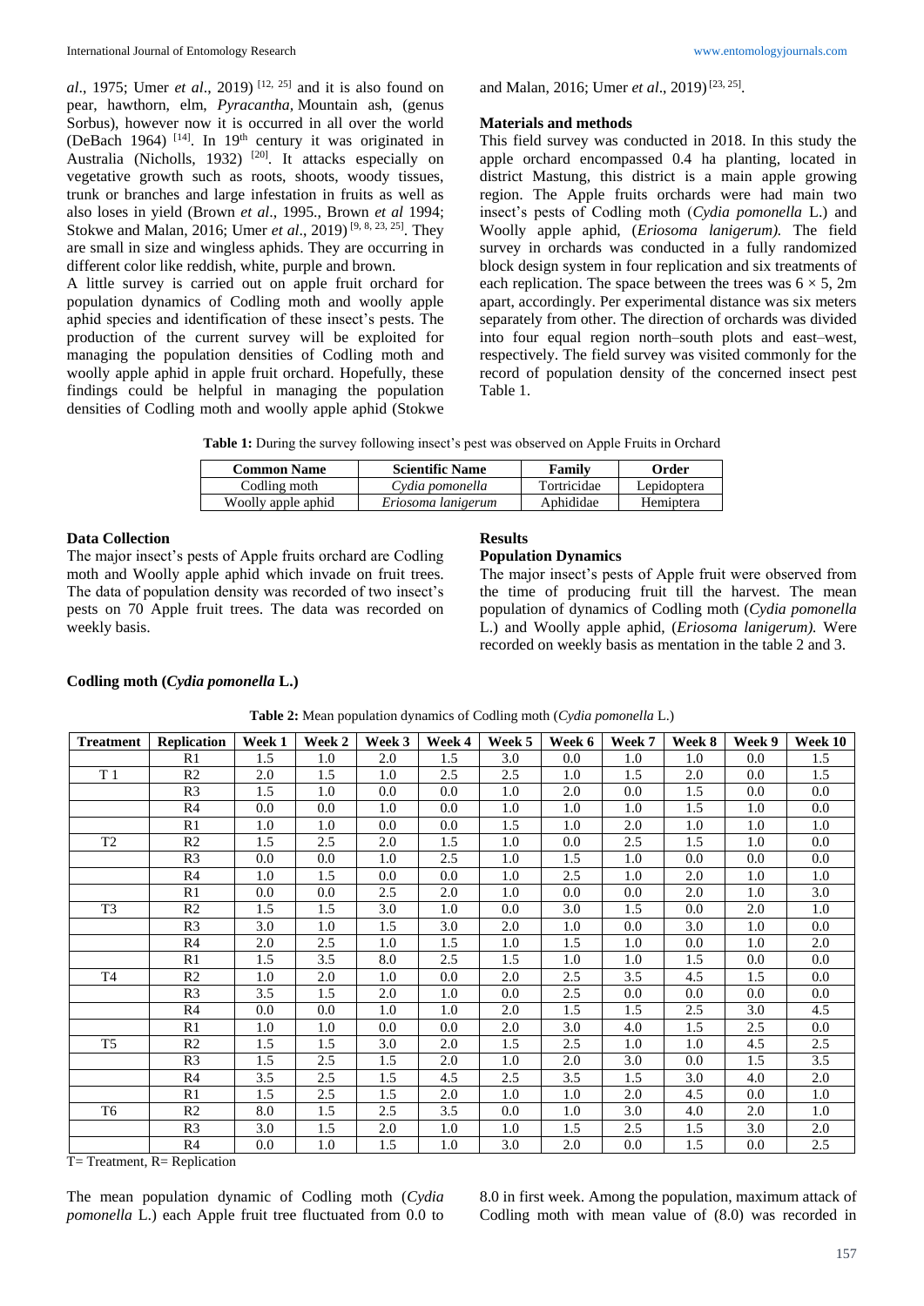*al*., 1975; Umer *et al*., 2019) [12, 25] and it is also found on pear, hawthorn, elm, *Pyracantha*, Mountain ash, (genus Sorbus), however now it is occurred in all over the world (DeBach 1964) [14]. In 19th century it was originated in Australia (Nicholls, 1932) [20]. It attacks especially on vegetative growth such as roots, shoots, woody tissues, trunk or branches and large infestation in fruits as well as also loses in yield (Brown *et al*., 1995., Brown *et al* 1994; Stokwe and Malan, 2016; Umer *et al*., 2019) [9, 8, 23, 25]. They are small in size and wingless aphids. They are occurring in different color like reddish, white, purple and brown.

A little survey is carried out on apple fruit orchard for population dynamics of Codling moth and woolly apple aphid species and identification of these insect's pests. The production of the current survey will be exploited for managing the population densities of Codling moth and woolly apple aphid in apple fruit orchard. Hopefully, these findings could be helpful in managing the population densities of Codling moth and woolly apple aphid (Stokwe and Malan, 2016; Umer *et al*., 2019) [23, 25].

## Materials and methods

This field survey was conducted in 2018. In this study the apple orchard encompassed 0.4 ha planting, located in district Mastung, this district is a main apple growing region. The Apple fruits orchards were had main two insect's pests of Codling moth (*Cydia pomonella* L.) and Woolly apple aphid, (*Eriosoma lanigerum).* The field survey in orchards was conducted in a fully randomized block design system in four replication and six treatments of each replication. The space between the trees was 6 × 5, 2m apart, accordingly. Per experimental distance was six meters separately from other. The direction of orchards was divided into four equal region north–south plots and east–west, respectively. The field survey was visited commonly for the record of population density of the concerned insect pest Table 1.

**Table 1:** During the survey following insect's pest was observed on Apple Fruits in Orchard

| Common Name | Scientific Name | Family | Order |
|---|---|---|---|
| Codling moth | *Cydia pomonella* | Tortricidae | Lepidoptera |
| Woolly apple aphid | *Eriosoma lanigerum* | Aphididae | Hemiptera |

## Data Collection

The major insect's pests of Apple fruits orchard are Codling moth and Woolly apple aphid which invade on fruit trees. The data of population density was recorded of two insect's pests on 70 Apple fruit trees. The data was recorded on weekly basis.

## Results

### Population Dynamics

The major insect's pests of Apple fruit were observed from the time of producing fruit till the harvest. The mean population of dynamics of Codling moth (*Cydia pomonella* L.) and Woolly apple aphid, (*Eriosoma lanigerum).* Were recorded on weekly basis as mentation in the table 2 and 3.

### Codling moth (*Cydia pomonella* L.)

**Table 2:** Mean population dynamics of Codling moth (*Cydia pomonella* L.)

| Treatment | Replication | Week 1 | Week 2 | Week 3 | Week 4 | Week 5 | Week 6 | Week 7 | Week 8 | Week 9 | Week 10 |
|---|---|---|---|---|---|---|---|---|---|---|---|
| | R1 | 1.5 | 1.0 | 2.0 | 1.5 | 3.0 | 0.0 | 1.0 | 1.0 | 0.0 | 1.5 |
| T 1 | R2 | 2.0 | 1.5 | 1.0 | 2.5 | 2.5 | 1.0 | 1.5 | 2.0 | 0.0 | 1.5 |
| | R3 | 1.5 | 1.0 | 0.0 | 0.0 | 1.0 | 2.0 | 0.0 | 1.5 | 0.0 | 0.0 |
| | R4 | 0.0 | 0.0 | 1.0 | 0.0 | 1.0 | 1.0 | 1.0 | 1.5 | 1.0 | 0.0 |
| | R1 | 1.0 | 1.0 | 0.0 | 0.0 | 1.5 | 1.0 | 2.0 | 1.0 | 1.0 | 1.0 |
| T2 | R2 | 1.5 | 2.5 | 2.0 | 1.5 | 1.0 | 0.0 | 2.5 | 1.5 | 1.0 | 0.0 |
| | R3 | 0.0 | 0.0 | 1.0 | 2.5 | 1.0 | 1.5 | 1.0 | 0.0 | 0.0 | 0.0 |
| | R4 | 1.0 | 1.5 | 0.0 | 0.0 | 1.0 | 2.5 | 1.0 | 2.0 | 1.0 | 1.0 |
| | R1 | 0.0 | 0.0 | 2.5 | 2.0 | 1.0 | 0.0 | 0.0 | 2.0 | 1.0 | 3.0 |
| T3 | R2 | 1.5 | 1.5 | 3.0 | 1.0 | 0.0 | 3.0 | 1.5 | 0.0 | 2.0 | 1.0 |
| | R3 | 3.0 | 1.0 | 1.5 | 3.0 | 2.0 | 1.0 | 0.0 | 3.0 | 1.0 | 0.0 |
| | R4 | 2.0 | 2.5 | 1.0 | 1.5 | 1.0 | 1.5 | 1.0 | 0.0 | 1.0 | 2.0 |
| | R1 | 1.5 | 3.5 | 8.0 | 2.5 | 1.5 | 1.0 | 1.0 | 1.5 | 0.0 | 0.0 |
| T4 | R2 | 1.0 | 2.0 | 1.0 | 0.0 | 2.0 | 2.5 | 3.5 | 4.5 | 1.5 | 0.0 |
| | R3 | 3.5 | 1.5 | 2.0 | 1.0 | 0.0 | 2.5 | 0.0 | 0.0 | 0.0 | 0.0 |
| | R4 | 0.0 | 0.0 | 1.0 | 1.0 | 2.0 | 1.5 | 1.5 | 2.5 | 3.0 | 4.5 |
| | R1 | 1.0 | 1.0 | 0.0 | 0.0 | 2.0 | 3.0 | 4.0 | 1.5 | 2.5 | 0.0 |
| T5 | R2 | 1.5 | 1.5 | 3.0 | 2.0 | 1.5 | 2.5 | 1.0 | 1.0 | 4.5 | 2.5 |
| | R3 | 1.5 | 2.5 | 1.5 | 2.0 | 1.0 | 2.0 | 3.0 | 0.0 | 1.5 | 3.5 |
| | R4 | 3.5 | 2.5 | 1.5 | 4.5 | 2.5 | 3.5 | 1.5 | 3.0 | 4.0 | 2.0 |
| | R1 | 1.5 | 2.5 | 1.5 | 2.0 | 1.0 | 1.0 | 2.0 | 4.5 | 0.0 | 1.0 |
| T6 | R2 | 8.0 | 1.5 | 2.5 | 3.5 | 0.0 | 1.0 | 3.0 | 4.0 | 2.0 | 1.0 |
| | R3 | 3.0 | 1.5 | 2.0 | 1.0 | 1.0 | 1.5 | 2.5 | 1.5 | 3.0 | 2.0 |
| | R4 | 0.0 | 1.0 | 1.5 | 1.0 | 3.0 | 2.0 | 0.0 | 1.5 | 0.0 | 2.5 |

T= Treatment, R= Replication

The mean population dynamic of Codling moth (*Cydia pomonella* L.) each Apple fruit tree fluctuated from 0.0 to 8.0 in first week. Among the population, maximum attack of Codling moth with mean value of (8.0) was recorded in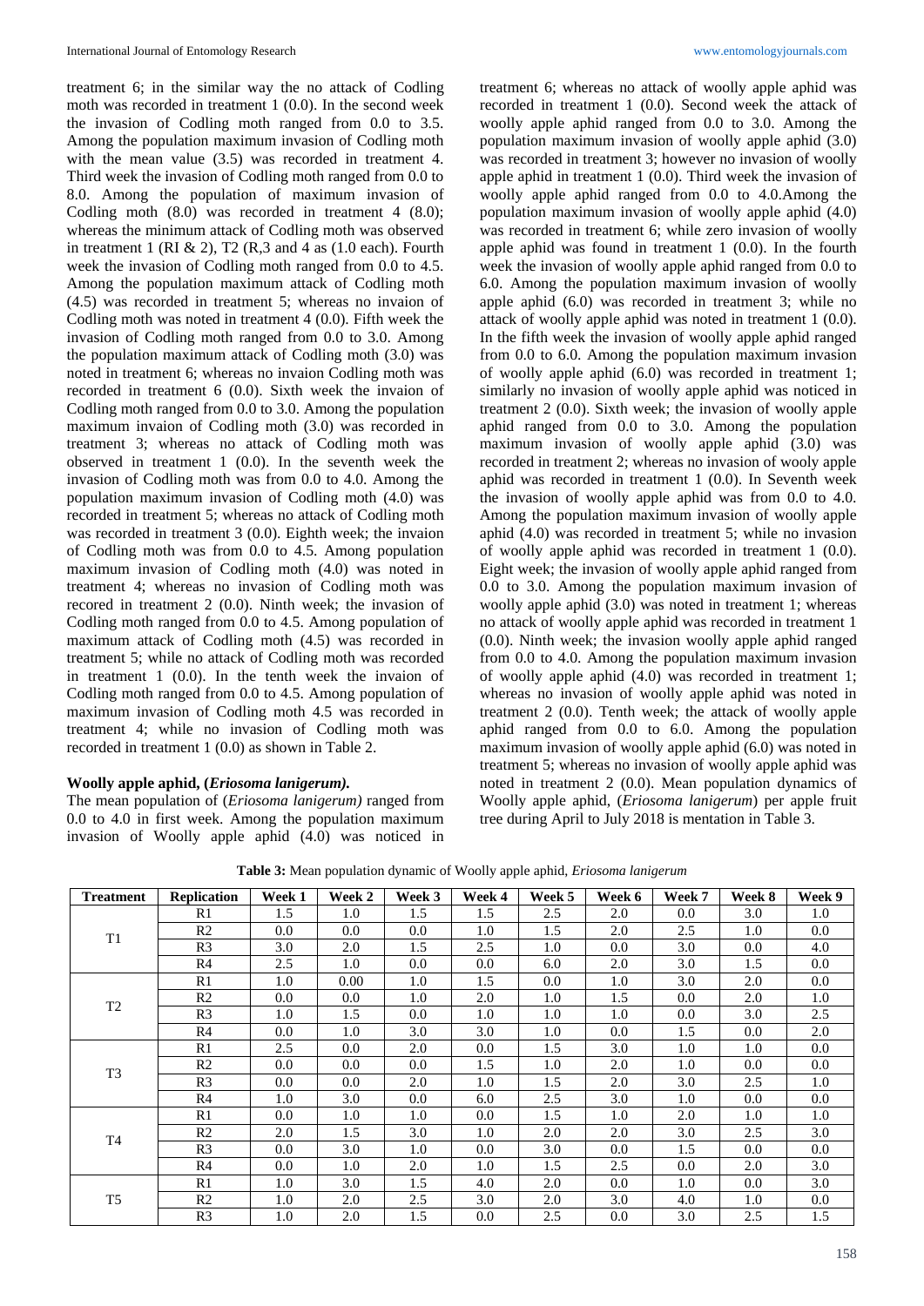treatment 6; in the similar way the no attack of Codling moth was recorded in treatment 1 (0.0). In the second week the invasion of Codling moth ranged from 0.0 to 3.5. Among the population maximum invasion of Codling moth with the mean value (3.5) was recorded in treatment 4. Third week the invasion of Codling moth ranged from 0.0 to 8.0. Among the population of maximum invasion of Codling moth (8.0) was recorded in treatment 4 (8.0); whereas the minimum attack of Codling moth was observed in treatment 1 (RI & 2), T2 (R,3 and 4 as (1.0 each). Fourth week the invasion of Codling moth ranged from 0.0 to 4.5. Among the population maximum attack of Codling moth (4.5) was recorded in treatment 5; whereas no invaion of Codling moth was noted in treatment 4 (0.0). Fifth week the invasion of Codling moth ranged from 0.0 to 3.0. Among the population maximum attack of Codling moth (3.0) was noted in treatment 6; whereas no invaion Codling moth was recorded in treatment 6 (0.0). Sixth week the invaion of Codling moth ranged from 0.0 to 3.0. Among the population maximum invaion of Codling moth (3.0) was recorded in treatment 3; whereas no attack of Codling moth was observed in treatment 1 (0.0). In the seventh week the invasion of Codling moth was from 0.0 to 4.0. Among the population maximum invasion of Codling moth (4.0) was recorded in treatment 5; whereas no attack of Codling moth was recorded in treatment 3 (0.0). Eighth week; the invaion of Codling moth was from 0.0 to 4.5. Among population maximum invasion of Codling moth (4.0) was noted in treatment 4; whereas no invasion of Codling moth was recored in treatment 2 (0.0). Ninth week; the invasion of Codling moth ranged from 0.0 to 4.5. Among population of maximum attack of Codling moth (4.5) was recorded in treatment 5; while no attack of Codling moth was recorded in treatment 1 (0.0). In the tenth week the invaion of Codling moth ranged from 0.0 to 4.5. Among population of maximum invasion of Codling moth 4.5 was recorded in treatment 4; while no invasion of Codling moth was recorded in treatment 1 (0.0) as shown in Table 2.

### Woolly apple aphid, (*Eriosoma lanigerum)*.

The mean population of (*Eriosoma lanigerum)* ranged from 0.0 to 4.0 in first week. Among the population maximum invasion of Woolly apple aphid (4.0) was noticed in treatment 6; whereas no attack of woolly apple aphid was recorded in treatment 1 (0.0). Second week the attack of woolly apple aphid ranged from 0.0 to 3.0. Among the population maximum invasion of woolly apple aphid (3.0) was recorded in treatment 3; however no invasion of woolly apple aphid in treatment 1 (0.0). Third week the invasion of woolly apple aphid ranged from 0.0 to 4.0.Among the population maximum invasion of woolly apple aphid (4.0) was recorded in treatment 6; while zero invasion of woolly apple aphid was found in treatment 1 (0.0). In the fourth week the invasion of woolly apple aphid ranged from 0.0 to 6.0. Among the population maximum invasion of woolly apple aphid (6.0) was recorded in treatment 3; while no attack of woolly apple aphid was noted in treatment 1 (0.0). In the fifth week the invasion of woolly apple aphid ranged from 0.0 to 6.0. Among the population maximum invasion of woolly apple aphid (6.0) was recorded in treatment 1; similarly no invasion of woolly apple aphid was noticed in treatment 2 (0.0). Sixth week; the invasion of woolly apple aphid ranged from 0.0 to 3.0. Among the population maximum invasion of woolly apple aphid (3.0) was recorded in treatment 2; whereas no invasion of woolly apple aphid was recorded in treatment 1 (0.0). In Seventh week the invasion of woolly apple aphid was from 0.0 to 4.0. Among the population maximum invasion of woolly apple aphid (4.0) was recorded in treatment 5; while no invasion of woolly apple aphid was recorded in treatment 1 (0.0). Eight week; the invasion of woolly apple aphid ranged from 0.0 to 3.0. Among the population maximum invasion of woolly apple aphid (3.0) was noted in treatment 1; whereas no attack of woolly apple aphid was recorded in treatment 1 (0.0). Ninth week; the invasion woolly apple aphid ranged from 0.0 to 4.0. Among the population maximum invasion of woolly apple aphid (4.0) was recorded in treatment 1; whereas no invasion of woolly apple aphid was noted in treatment 2 (0.0). Tenth week; the attack of woolly apple aphid ranged from 0.0 to 6.0. Among the population maximum invasion of woolly apple aphid (6.0) was noted in treatment 5; whereas no invasion of woolly apple aphid was noted in treatment 2 (0.0). Mean population dynamics of Woolly apple aphid, (*Eriosoma lanigerum*) per apple fruit tree during April to July 2018 is mentation in Table 3.

**Table 3:** Mean population dynamic of Woolly apple aphid, *Eriosoma lanigerum*

| Treatment | Replication | Week 1 | Week 2 | Week 3 | Week 4 | Week 5 | Week 6 | Week 7 | Week 8 | Week 9 |
|---|---|---|---|---|---|---|---|---|---|---|
| T1 | R1 | 1.5 | 1.0 | 1.5 | 1.5 | 2.5 | 2.0 | 0.0 | 3.0 | 1.0 |
| | R2 | 0.0 | 0.0 | 0.0 | 1.0 | 1.5 | 2.0 | 2.5 | 1.0 | 0.0 |
| | R3 | 3.0 | 2.0 | 1.5 | 2.5 | 1.0 | 0.0 | 3.0 | 0.0 | 4.0 |
| | R4 | 2.5 | 1.0 | 0.0 | 0.0 | 6.0 | 2.0 | 3.0 | 1.5 | 0.0 |
| T2 | R1 | 1.0 | 0.00 | 1.0 | 1.5 | 0.0 | 1.0 | 3.0 | 2.0 | 0.0 |
| | R2 | 0.0 | 0.0 | 1.0 | 2.0 | 1.0 | 1.5 | 0.0 | 2.0 | 1.0 |
| | R3 | 1.0 | 1.5 | 0.0 | 1.0 | 1.0 | 1.0 | 0.0 | 3.0 | 2.5 |
| | R4 | 0.0 | 1.0 | 3.0 | 3.0 | 1.0 | 0.0 | 1.5 | 0.0 | 2.0 |
| T3 | R1 | 2.5 | 0.0 | 2.0 | 0.0 | 1.5 | 3.0 | 1.0 | 1.0 | 0.0 |
| | R2 | 0.0 | 0.0 | 0.0 | 1.5 | 1.0 | 2.0 | 1.0 | 0.0 | 0.0 |
| | R3 | 0.0 | 0.0 | 2.0 | 1.0 | 1.5 | 2.0 | 3.0 | 2.5 | 1.0 |
| | R4 | 1.0 | 3.0 | 0.0 | 6.0 | 2.5 | 3.0 | 1.0 | 0.0 | 0.0 |
| T4 | R1 | 0.0 | 1.0 | 1.0 | 0.0 | 1.5 | 1.0 | 2.0 | 1.0 | 1.0 |
| | R2 | 2.0 | 1.5 | 3.0 | 1.0 | 2.0 | 2.0 | 3.0 | 2.5 | 3.0 |
| | R3 | 0.0 | 3.0 | 1.0 | 0.0 | 3.0 | 0.0 | 1.5 | 0.0 | 0.0 |
| | R4 | 0.0 | 1.0 | 2.0 | 1.0 | 1.5 | 2.5 | 0.0 | 2.0 | 3.0 |
| T5 | R1 | 1.0 | 3.0 | 1.5 | 4.0 | 2.0 | 0.0 | 1.0 | 0.0 | 3.0 |
| | R2 | 1.0 | 2.0 | 2.5 | 3.0 | 2.0 | 3.0 | 4.0 | 1.0 | 0.0 |
| | R3 | 1.0 | 2.0 | 1.5 | 0.0 | 2.5 | 0.0 | 3.0 | 2.5 | 1.5 |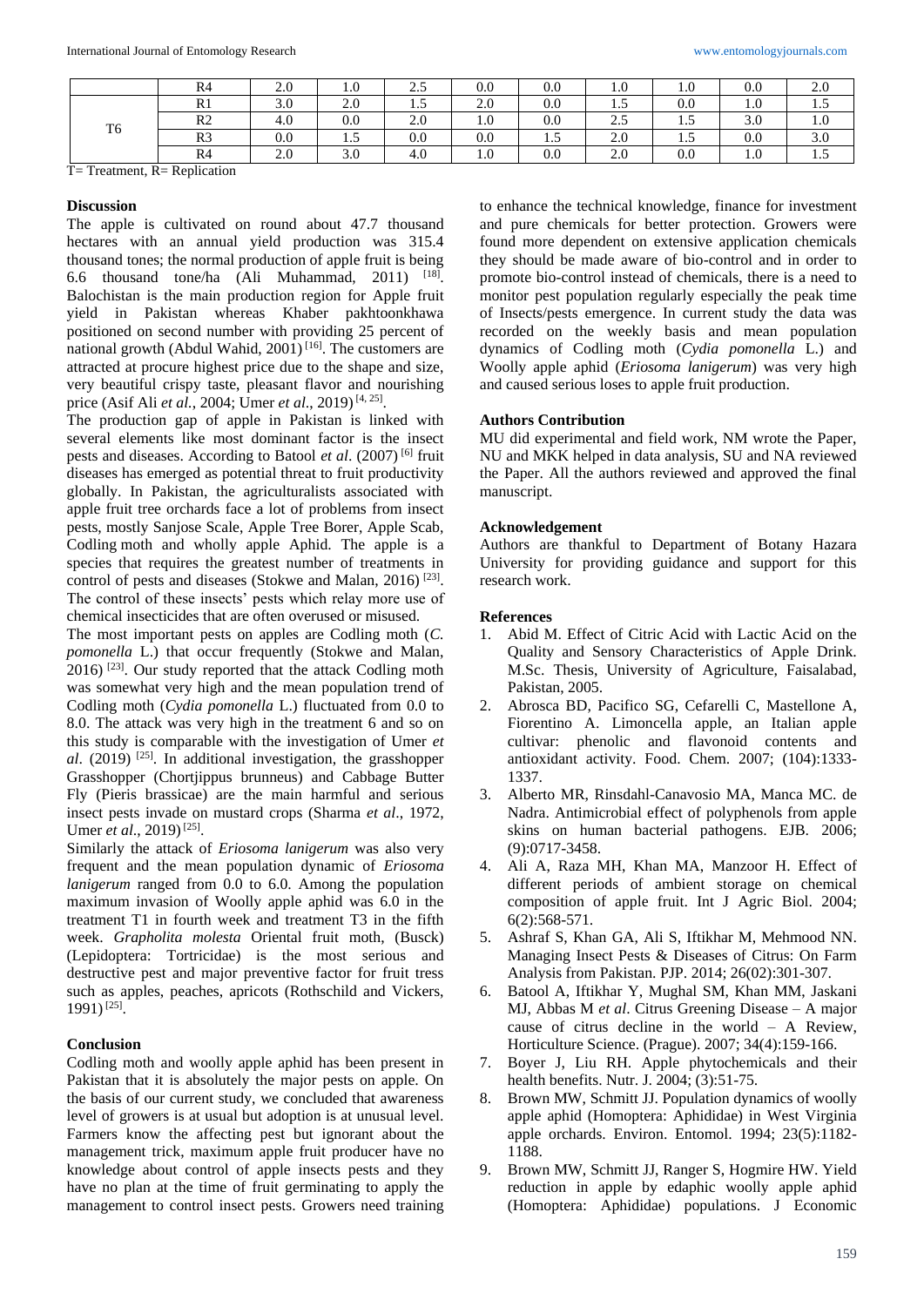|  | R4 | 2.0 | 1.0 | 2.5 | 0.0 | 0.0 | 1.0 | 1.0 | 0.0 | 2.0 |
|---|---|---|---|---|---|---|---|---|---|---|
| T6 | R1 | 3.0 | 2.0 | 1.5 | 2.0 | 0.0 | 1.5 | 0.0 | 1.0 | 1.5 |
|  | R2 | 4.0 | 0.0 | 2.0 | 1.0 | 0.0 | 2.5 | 1.5 | 3.0 | 1.0 |
|  | R3 | 0.0 | 1.5 | 0.0 | 0.0 | 1.5 | 2.0 | 1.5 | 0.0 | 3.0 |
|  | R4 | 2.0 | 3.0 | 4.0 | 1.0 | 0.0 | 2.0 | 0.0 | 1.0 | 1.5 |

T= Treatment, R= Replication

## Discussion

The apple is cultivated on round about 47.7 thousand hectares with an annual yield production was 315.4 thousand tones; the normal production of apple fruit is being 6.6 thousand tone/ha (Ali Muhammad, 2011) [18]. Balochistan is the main production region for Apple fruit yield in Pakistan whereas Khaber pakhtoonkhawa positioned on second number with providing 25 percent of national growth (Abdul Wahid, 2001) [16]. The customers are attracted at procure highest price due to the shape and size, very beautiful crispy taste, pleasant flavor and nourishing price (Asif Ali *et al.*, 2004; Umer *et al*., 2019) [4, 25].

The production gap of apple in Pakistan is linked with several elements like most dominant factor is the insect pests and diseases. According to Batool *et al*. (2007) [6] fruit diseases has emerged as potential threat to fruit productivity globally. In Pakistan, the agriculturalists associated with apple fruit tree orchards face a lot of problems from insect pests, mostly Sanjose Scale, Apple Tree Borer, Apple Scab, Codling moth and wholly apple Aphid. The apple is a species that requires the greatest number of treatments in control of pests and diseases (Stokwe and Malan, 2016) [23]. The control of these insects' pests which relay more use of chemical insecticides that are often overused or misused.

The most important pests on apples are Codling moth (*C. pomonella* L.) that occur frequently (Stokwe and Malan, 2016) [23]. Our study reported that the attack Codling moth was somewhat very high and the mean population trend of Codling moth (*Cydia pomonella* L.) fluctuated from 0.0 to 8.0. The attack was very high in the treatment 6 and so on this study is comparable with the investigation of Umer *et al*. (2019) [25]. In additional investigation, the grasshopper Grasshopper (Chortjippus brunneus) and Cabbage Butter Fly (Pieris brassicae) are the main harmful and serious insect pests invade on mustard crops (Sharma *et al*., 1972, Umer *et al*., 2019) [25].

Similarly the attack of *Eriosoma lanigerum* was also very frequent and the mean population dynamic of *Eriosoma lanigerum* ranged from 0.0 to 6.0. Among the population maximum invasion of Woolly apple aphid was 6.0 in the treatment T1 in fourth week and treatment T3 in the fifth week. *Grapholita molesta* Oriental fruit moth, (Busck) (Lepidoptera: Tortricidae) is the most serious and destructive pest and major preventive factor for fruit tress such as apples, peaches, apricots (Rothschild and Vickers, 1991) [25].

## Conclusion

Codling moth and woolly apple aphid has been present in Pakistan that it is absolutely the major pests on apple. On the basis of our current study, we concluded that awareness level of growers is at usual but adoption is at unusual level. Farmers know the affecting pest but ignorant about the management trick, maximum apple fruit producer have no knowledge about control of apple insects pests and they have no plan at the time of fruit germinating to apply the management to control insect pests. Growers need training to enhance the technical knowledge, finance for investment and pure chemicals for better protection. Growers were found more dependent on extensive application chemicals they should be made aware of bio-control and in order to promote bio-control instead of chemicals, there is a need to monitor pest population regularly especially the peak time of Insects/pests emergence. In current study the data was recorded on the weekly basis and mean population dynamics of Codling moth (*Cydia pomonella* L.) and Woolly apple aphid (*Eriosoma lanigerum*) was very high and caused serious loses to apple fruit production.

## Authors Contribution

MU did experimental and field work, NM wrote the Paper, NU and MKK helped in data analysis, SU and NA reviewed the Paper. All the authors reviewed and approved the final manuscript.

## Acknowledgement

Authors are thankful to Department of Botany Hazara University for providing guidance and support for this research work.

## References

1. Abid M. Effect of Citric Acid with Lactic Acid on the Quality and Sensory Characteristics of Apple Drink. M.Sc. Thesis, University of Agriculture, Faisalabad, Pakistan, 2005.
2. Abrosca BD, Pacifico SG, Cefarelli C, Mastellone A, Fiorentino A. Limoncella apple, an Italian apple cultivar: phenolic and flavonoid contents and antioxidant activity. Food. Chem. 2007; (104):1333-1337.
3. Alberto MR, Rinsdahl-Canavosio MA, Manca MC. de Nadra. Antimicrobial effect of polyphenols from apple skins on human bacterial pathogens. EJB. 2006; (9):0717-3458.
4. Ali A, Raza MH, Khan MA, Manzoor H. Effect of different periods of ambient storage on chemical composition of apple fruit. Int J Agric Biol. 2004; 6(2):568-571.
5. Ashraf S, Khan GA, Ali S, Iftikhar M, Mehmood NN. Managing Insect Pests & Diseases of Citrus: On Farm Analysis from Pakistan. PJP. 2014; 26(02):301-307.
6. Batool A, Iftikhar Y, Mughal SM, Khan MM, Jaskani MJ, Abbas M *et al*. Citrus Greening Disease – A major cause of citrus decline in the world – A Review, Horticulture Science. (Prague). 2007; 34(4):159-166.
7. Boyer J, Liu RH. Apple phytochemicals and their health benefits. Nutr. J. 2004; (3):51-75.
8. Brown MW, Schmitt JJ. Population dynamics of woolly apple aphid (Homoptera: Aphididae) in West Virginia apple orchards. Environ. Entomol. 1994; 23(5):1182-1188.
9. Brown MW, Schmitt JJ, Ranger S, Hogmire HW. Yield reduction in apple by edaphic woolly apple aphid (Homoptera: Aphididae) populations. J Economic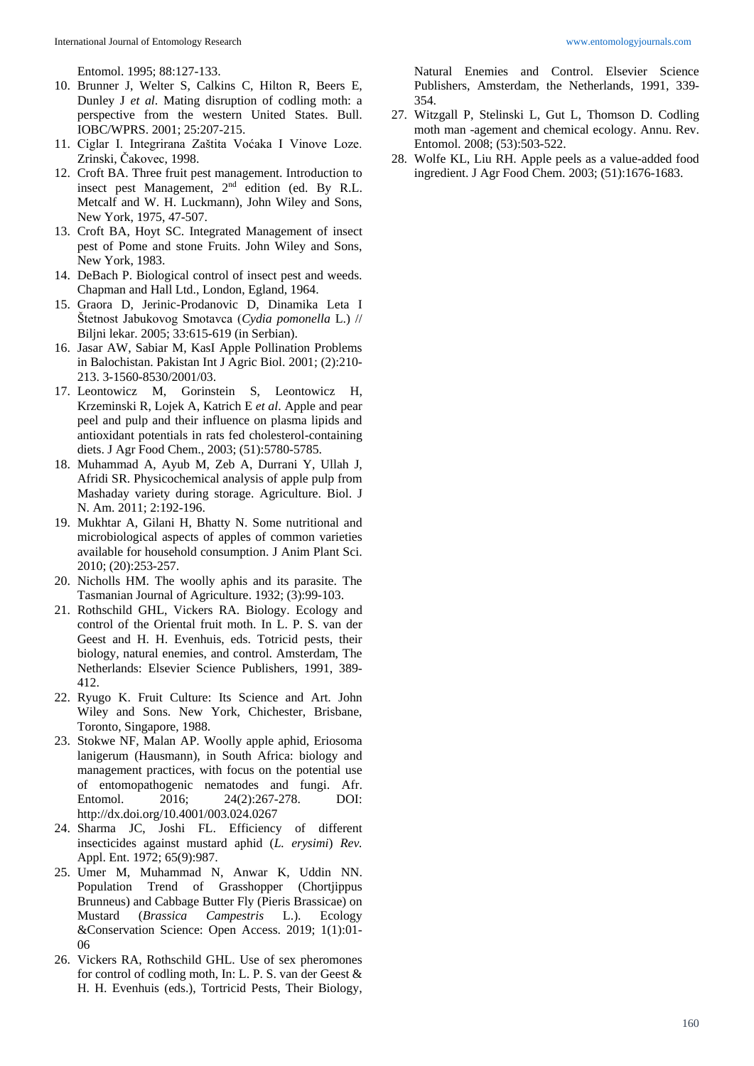Entomol. 1995; 88:127-133.

10. Brunner J, Welter S, Calkins C, Hilton R, Beers E, Dunley J *et al*. Mating disruption of codling moth: a perspective from the western United States. Bull. IOBC/WPRS. 2001; 25:207-215.
11. Ciglar I. Integrirana Zaštita Voćaka I Vinove Loze. Zrinski, Čakovec, 1998.
12. Croft BA. Three fruit pest management. Introduction to insect pest Management, 2nd edition (ed. By R.L. Metcalf and W. H. Luckmann), John Wiley and Sons, New York, 1975, 47-507.
13. Croft BA, Hoyt SC. Integrated Management of insect pest of Pome and stone Fruits. John Wiley and Sons, New York, 1983.
14. DeBach P. Biological control of insect pest and weeds. Chapman and Hall Ltd., London, Egland, 1964.
15. Graora D, Jerinic-Prodanovic D, Dinamika Leta I Štetnost Jabukovog Smotavca (*Cydia pomonella* L.) // Biljni lekar. 2005; 33:615-619 (in Serbian).
16. Jasar AW, Sabiar M, KasI Apple Pollination Problems in Balochistan. Pakistan Int J Agric Biol. 2001; (2):210-213. 3-1560-8530/2001/03.
17. Leontowicz M, Gorinstein S, Leontowicz H, Krzeminski R, Lojek A, Katrich E *et al*. Apple and pear peel and pulp and their influence on plasma lipids and antioxidant potentials in rats fed cholesterol-containing diets. J Agr Food Chem., 2003; (51):5780-5785.
18. Muhammad A, Ayub M, Zeb A, Durrani Y, Ullah J, Afridi SR. Physicochemical analysis of apple pulp from Mashaday variety during storage. Agriculture. Biol. J N. Am. 2011; 2:192-196.
19. Mukhtar A, Gilani H, Bhatty N. Some nutritional and microbiological aspects of apples of common varieties available for household consumption. J Anim Plant Sci. 2010; (20):253-257.
20. Nicholls HM. The woolly aphis and its parasite. The Tasmanian Journal of Agriculture. 1932; (3):99-103.
21. Rothschild GHL, Vickers RA. Biology. Ecology and control of the Oriental fruit moth. In L. P. S. van der Geest and H. H. Evenhuis, eds. Totricid pests, their biology, natural enemies, and control. Amsterdam, The Netherlands: Elsevier Science Publishers, 1991, 389-412.
22. Ryugo K. Fruit Culture: Its Science and Art. John Wiley and Sons. New York, Chichester, Brisbane, Toronto, Singapore, 1988.
23. Stokwe NF, Malan AP. Woolly apple aphid, Eriosoma lanigerum (Hausmann), in South Africa: biology and management practices, with focus on the potential use of entomopathogenic nematodes and fungi. Afr. Entomol. 2016; 24(2):267-278. DOI: http://dx.doi.org/10.4001/003.024.0267
24. Sharma JC, Joshi FL. Efficiency of different insecticides against mustard aphid (*L. erysimi*) *Rev.* Appl. Ent. 1972; 65(9):987.
25. Umer M, Muhammad N, Anwar K, Uddin NN. Population Trend of Grasshopper (Chortjippus Brunneus) and Cabbage Butter Fly (Pieris Brassicae) on Mustard (*Brassica Campestris* L.). Ecology &Conservation Science: Open Access. 2019; 1(1):01-06
26. Vickers RA, Rothschild GHL. Use of sex pheromones for control of codling moth, In: L. P. S. van der Geest & H. H. Evenhuis (eds.), Tortricid Pests, Their Biology, Natural Enemies and Control. Elsevier Science Publishers, Amsterdam, the Netherlands, 1991, 339-354.
27. Witzgall P, Stelinski L, Gut L, Thomson D. Codling moth man -agement and chemical ecology. Annu. Rev. Entomol. 2008; (53):503-522.
28. Wolfe KL, Liu RH. Apple peels as a value-added food ingredient. J Agr Food Chem. 2003; (51):1676-1683.